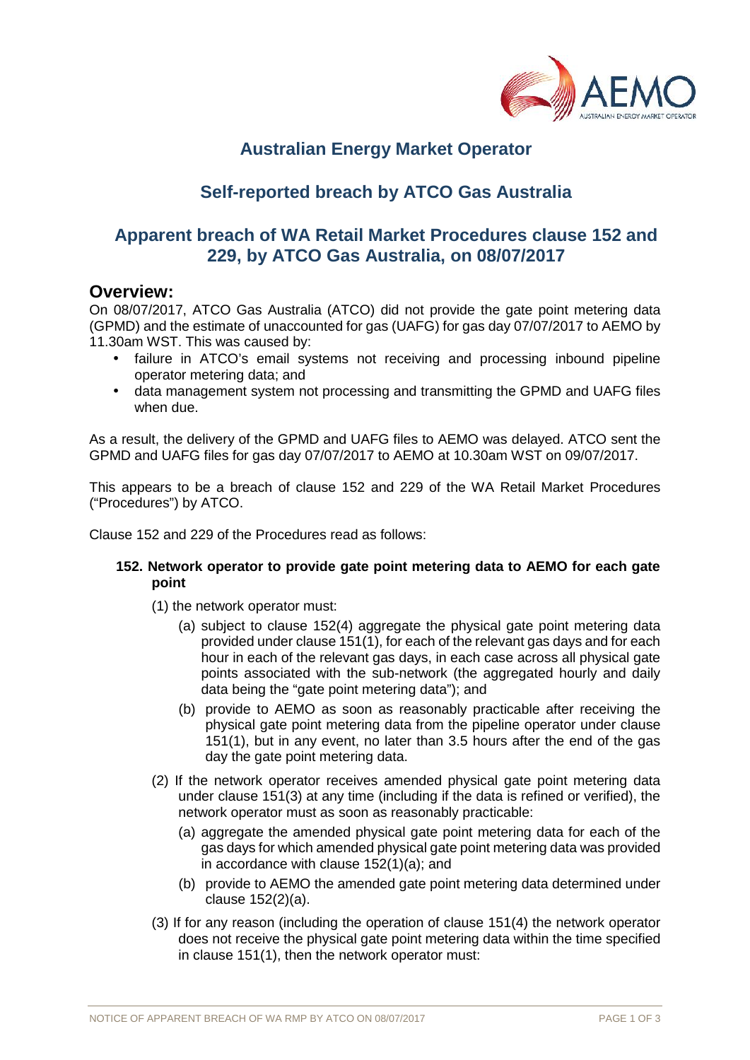# Australian Energy Market Operator

## Self-reported breach by ATCO Gas Australia

## Apparent breach of WA Retail Market Procedures clause 152 and 229, by ATCO Gas Australia, on 08/07/2017

## Overview:

On 08/07/2017, ATCO Gas Australia (ATCO) did not provide the gate point metering data (GPMD) and the estimate of unaccounted for gas (UAFG) for gas day 07/07/2017 to AEMO by 11.30am WST. This was caused by:

- failure in ATCO's email systems not receiving and processing inbound pipeline operator metering data; and
- data management system not processing and transmitting the GPMD and UAFG files when due.

As a result, the delivery of the GPMD and UAFG files to AEMO was delayed. ATCO sent the GPMD and UAFG files for gas day 07/07/2017 to AEMO at 10.30am WST on 09/07/2017.

This appears to be a breach of clause 152 and 229 of the WA Retail Market Procedures ("Procedures") by ATCO.

Clause 152 and 229 of the Procedures read as follows:

**152. Network operator to provide gate point metering data to AEMO for each gate point**

(1) the network operator must:

(a) subject to clause 152(4) aggregate the physical gate point metering data provided under clause 151(1), for each of the relevant gas days and for each hour in each of the relevant gas days, in each case across all physical gate points associated with the sub-network (the aggregated hourly and daily data being the "gate point metering data"); and

(b) provide to AEMO as soon as reasonably practicable after receiving the physical gate point metering data from the pipeline operator under clause 151(1), but in any event, no later than 3.5 hours after the end of the gas day the gate point metering data.

(2) If the network operator receives amended physical gate point metering data under clause 151(3) at any time (including if the data is refined or verified), the network operator must as soon as reasonably practicable:

(a) aggregate the amended physical gate point metering data for each of the gas days for which amended physical gate point metering data was provided in accordance with clause 152(1)(a); and

(b) provide to AEMO the amended gate point metering data determined under clause 152(2)(a).

(3) If for any reason (including the operation of clause 151(4) the network operator does not receive the physical gate point metering data within the time specified in clause 151(1), then the network operator must: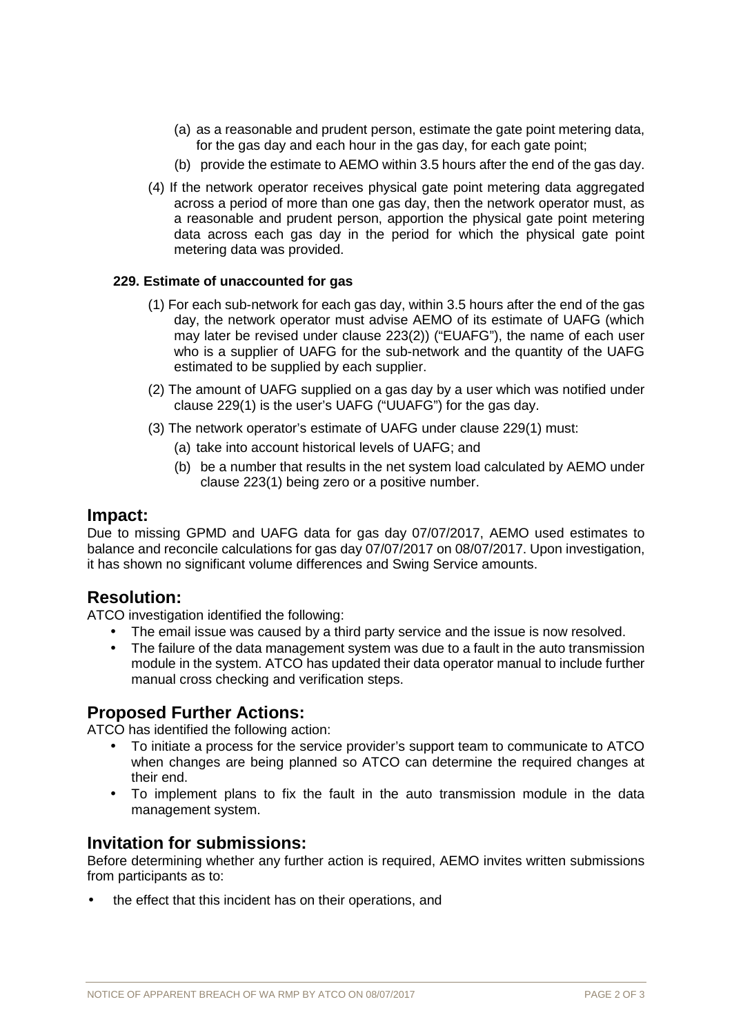(a) as a reasonable and prudent person, estimate the gate point metering data, for the gas day and each hour in the gas day, for each gate point;

(b) provide the estimate to AEMO within 3.5 hours after the end of the gas day.

(4) If the network operator receives physical gate point metering data aggregated across a period of more than one gas day, then the network operator must, as a reasonable and prudent person, apportion the physical gate point metering data across each gas day in the period for which the physical gate point metering data was provided.

**229. Estimate of unaccounted for gas**

(1) For each sub-network for each gas day, within 3.5 hours after the end of the gas day, the network operator must advise AEMO of its estimate of UAFG (which may later be revised under clause 223(2)) ("EUAFG"), the name of each user who is a supplier of UAFG for the sub-network and the quantity of the UAFG estimated to be supplied by each supplier.

(2) The amount of UAFG supplied on a gas day by a user which was notified under clause 229(1) is the user's UAFG ("UUAFG") for the gas day.

(3) The network operator's estimate of UAFG under clause 229(1) must:

(a) take into account historical levels of UAFG; and

(b) be a number that results in the net system load calculated by AEMO under clause 223(1) being zero or a positive number.

## Impact:

Due to missing GPMD and UAFG data for gas day 07/07/2017, AEMO used estimates to balance and reconcile calculations for gas day 07/07/2017 on 08/07/2017. Upon investigation, it has shown no significant volume differences and Swing Service amounts.

## Resolution:

ATCO investigation identified the following:

- The email issue was caused by a third party service and the issue is now resolved.
- The failure of the data management system was due to a fault in the auto transmission module in the system. ATCO has updated their data operator manual to include further manual cross checking and verification steps.

## Proposed Further Actions:

ATCO has identified the following action:

- To initiate a process for the service provider's support team to communicate to ATCO when changes are being planned so ATCO can determine the required changes at their end.
- To implement plans to fix the fault in the auto transmission module in the data management system.

## Invitation for submissions:

Before determining whether any further action is required, AEMO invites written submissions from participants as to:

- the effect that this incident has on their operations, and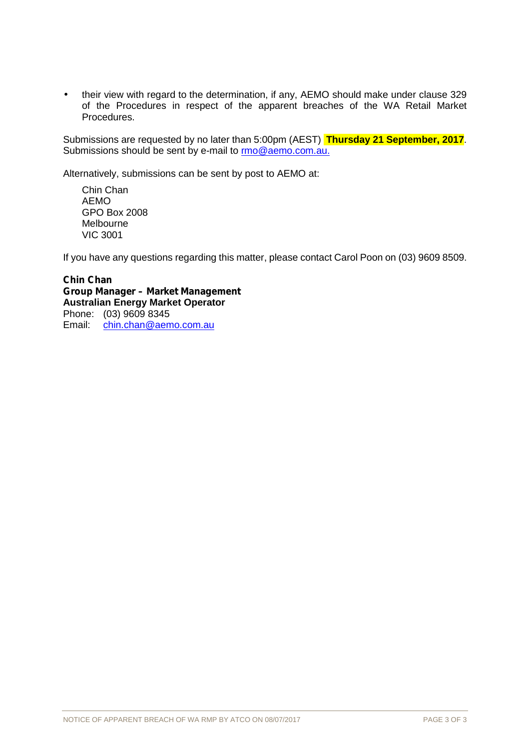- their view with regard to the determination, if any, AEMO should make under clause 329 of the Procedures in respect of the apparent breaches of the WA Retail Market Procedures.

Submissions are requested by no later than 5:00pm (AEST) **Thursday 21 September, 2017**. Submissions should be sent by e-mail to rmo@aemo.com.au.

Alternatively, submissions can be sent by post to AEMO at:

Chin Chan
AEMO
GPO Box 2008
Melbourne
VIC 3001

If you have any questions regarding this matter, please contact Carol Poon on (03) 9609 8509.

**Chin Chan**
**Group Manager – Market Management**
**Australian Energy Market Operator**
Phone: (03) 9609 8345
Email: chin.chan@aemo.com.au